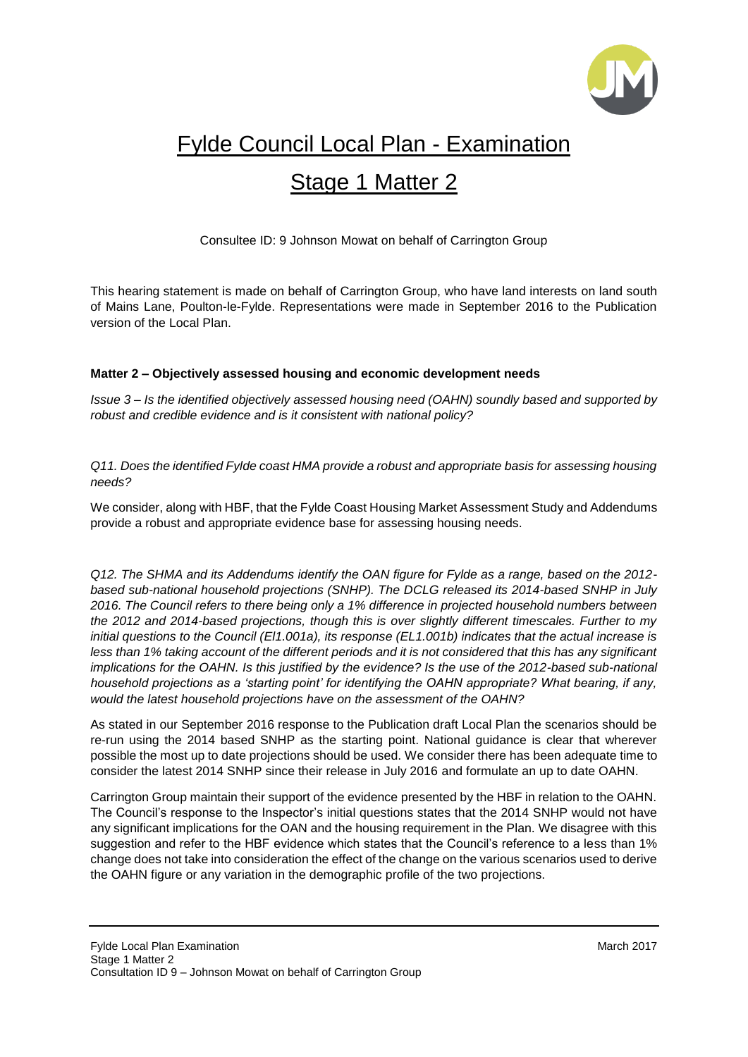# Fylde Council Local Plan - Examination

# Stage 1 Matter 2

Consultee ID: 9 Johnson Mowat on behalf of Carrington Group

This hearing statement is made on behalf of Carrington Group, who have land interests on land south of Mains Lane, Poulton-le-Fylde. Representations were made in September 2016 to the Publication version of the Local Plan.

**Matter 2 – Objectively assessed housing and economic development needs**

*Issue 3 – Is the identified objectively assessed housing need (OAHN) soundly based and supported by robust and credible evidence and is it consistent with national policy?*

*Q11. Does the identified Fylde coast HMA provide a robust and appropriate basis for assessing housing needs?*

We consider, along with HBF, that the Fylde Coast Housing Market Assessment Study and Addendums provide a robust and appropriate evidence base for assessing housing needs.

*Q12. The SHMA and its Addendums identify the OAN figure for Fylde as a range, based on the 2012-based sub-national household projections (SNHP). The DCLG released its 2014-based SNHP in July 2016. The Council refers to there being only a 1% difference in projected household numbers between the 2012 and 2014-based projections, though this is over slightly different timescales. Further to my initial questions to the Council (El1.001a), its response (EL1.001b) indicates that the actual increase is less than 1% taking account of the different periods and it is not considered that this has any significant implications for the OAHN. Is this justified by the evidence? Is the use of the 2012-based sub-national household projections as a 'starting point' for identifying the OAHN appropriate? What bearing, if any, would the latest household projections have on the assessment of the OAHN?*

As stated in our September 2016 response to the Publication draft Local Plan the scenarios should be re-run using the 2014 based SNHP as the starting point. National guidance is clear that wherever possible the most up to date projections should be used. We consider there has been adequate time to consider the latest 2014 SNHP since their release in July 2016 and formulate an up to date OAHN.

Carrington Group maintain their support of the evidence presented by the HBF in relation to the OAHN. The Council's response to the Inspector's initial questions states that the 2014 SNHP would not have any significant implications for the OAN and the housing requirement in the Plan. We disagree with this suggestion and refer to the HBF evidence which states that the Council's reference to a less than 1% change does not take into consideration the effect of the change on the various scenarios used to derive the OAHN figure or any variation in the demographic profile of the two projections.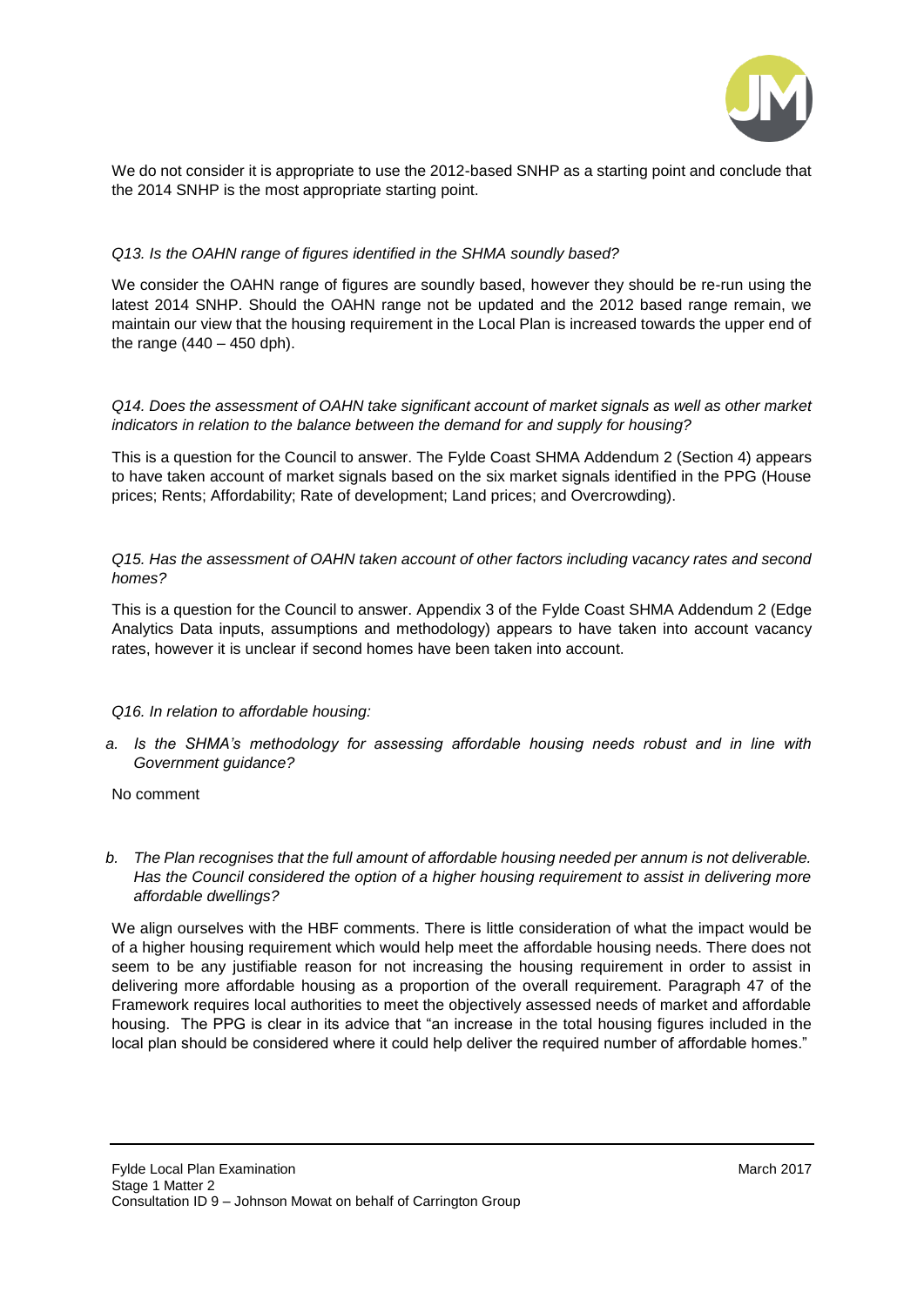We do not consider it is appropriate to use the 2012-based SNHP as a starting point and conclude that the 2014 SNHP is the most appropriate starting point.

*Q13. Is the OAHN range of figures identified in the SHMA soundly based?*

We consider the OAHN range of figures are soundly based, however they should be re-run using the latest 2014 SNHP. Should the OAHN range not be updated and the 2012 based range remain, we maintain our view that the housing requirement in the Local Plan is increased towards the upper end of the range (440 – 450 dph).

*Q14. Does the assessment of OAHN take significant account of market signals as well as other market indicators in relation to the balance between the demand for and supply for housing?*

This is a question for the Council to answer. The Fylde Coast SHMA Addendum 2 (Section 4) appears to have taken account of market signals based on the six market signals identified in the PPG (House prices; Rents; Affordability; Rate of development; Land prices; and Overcrowding).

*Q15. Has the assessment of OAHN taken account of other factors including vacancy rates and second homes?*

This is a question for the Council to answer. Appendix 3 of the Fylde Coast SHMA Addendum 2 (Edge Analytics Data inputs, assumptions and methodology) appears to have taken into account vacancy rates, however it is unclear if second homes have been taken into account.

*Q16. In relation to affordable housing:*

a. *Is the SHMA's methodology for assessing affordable housing needs robust and in line with Government guidance?*

No comment

b. *The Plan recognises that the full amount of affordable housing needed per annum is not deliverable. Has the Council considered the option of a higher housing requirement to assist in delivering more affordable dwellings?*

We align ourselves with the HBF comments. There is little consideration of what the impact would be of a higher housing requirement which would help meet the affordable housing needs. There does not seem to be any justifiable reason for not increasing the housing requirement in order to assist in delivering more affordable housing as a proportion of the overall requirement. Paragraph 47 of the Framework requires local authorities to meet the objectively assessed needs of market and affordable housing. The PPG is clear in its advice that "an increase in the total housing figures included in the local plan should be considered where it could help deliver the required number of affordable homes."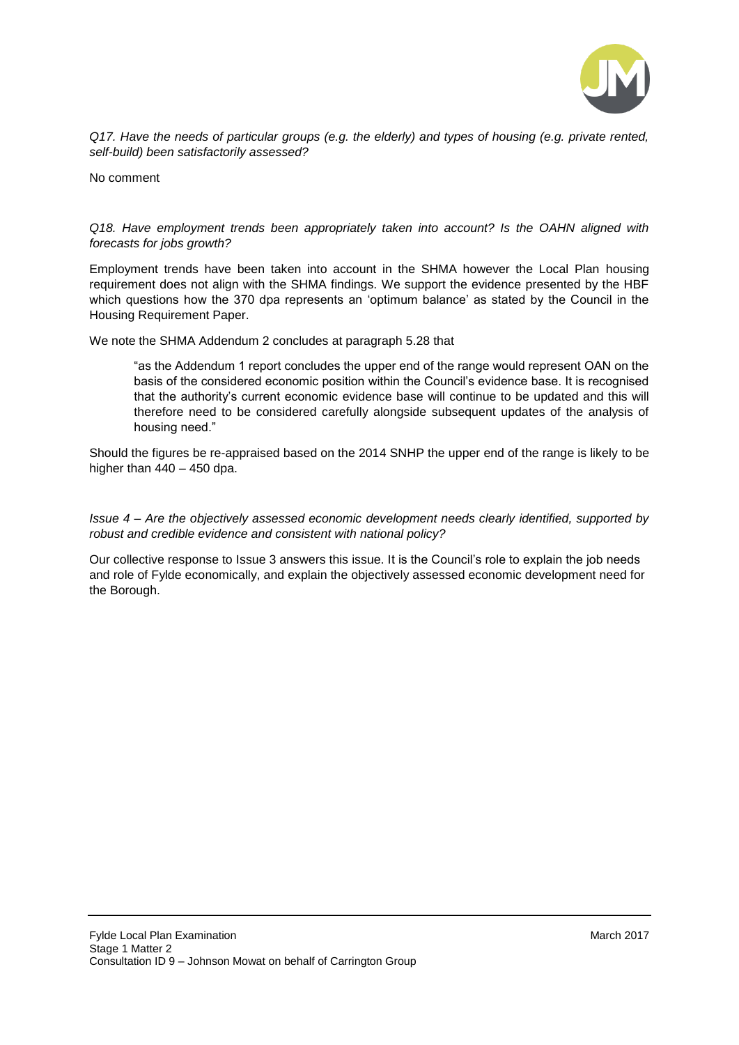*Q17. Have the needs of particular groups (e.g. the elderly) and types of housing (e.g. private rented, self-build) been satisfactorily assessed?*

No comment

*Q18. Have employment trends been appropriately taken into account? Is the OAHN aligned with forecasts for jobs growth?*

Employment trends have been taken into account in the SHMA however the Local Plan housing requirement does not align with the SHMA findings. We support the evidence presented by the HBF which questions how the 370 dpa represents an 'optimum balance' as stated by the Council in the Housing Requirement Paper.

We note the SHMA Addendum 2 concludes at paragraph 5.28 that

> "as the Addendum 1 report concludes the upper end of the range would represent OAN on the basis of the considered economic position within the Council's evidence base. It is recognised that the authority's current economic evidence base will continue to be updated and this will therefore need to be considered carefully alongside subsequent updates of the analysis of housing need."

Should the figures be re-appraised based on the 2014 SNHP the upper end of the range is likely to be higher than 440 – 450 dpa.

*Issue 4 – Are the objectively assessed economic development needs clearly identified, supported by robust and credible evidence and consistent with national policy?*

Our collective response to Issue 3 answers this issue. It is the Council's role to explain the job needs and role of Fylde economically, and explain the objectively assessed economic development need for the Borough.